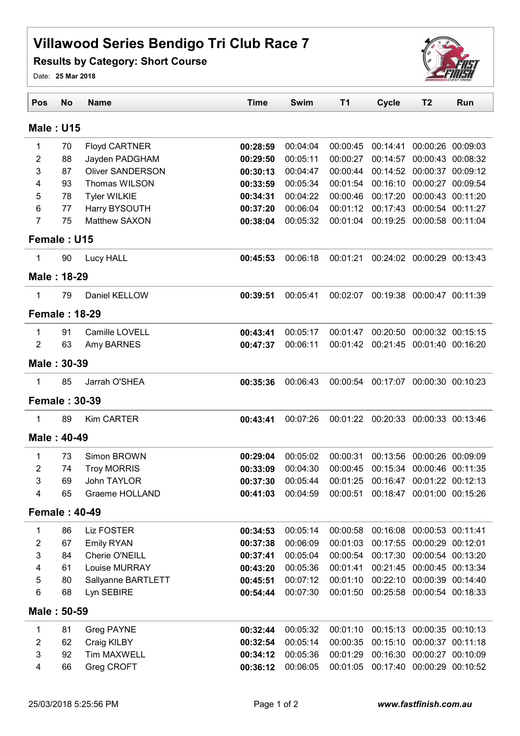# Villawood Series Bendigo Tri Club Race 7

## Results by Category: Short Course

Date: **25 Mar 2018**

| Pos | No | Name | Time | Swim | T1 | Cycle | T2 | Run |
|---|---|---|---|---|---|---|---|---|
| **Male : U15** | | | | | | | | |
| 1 | 70 | Floyd CARTNER | **00:28:59** | 00:04:04 | 00:00:45 | 00:14:41 | 00:00:26 | 00:09:03 |
| 2 | 88 | Jayden PADGHAM | **00:29:50** | 00:05:11 | 00:00:27 | 00:14:57 | 00:00:43 | 00:08:32 |
| 3 | 87 | Oliver SANDERSON | **00:30:13** | 00:04:47 | 00:00:44 | 00:14:52 | 00:00:37 | 00:09:12 |
| 4 | 93 | Thomas WILSON | **00:33:59** | 00:05:34 | 00:01:54 | 00:16:10 | 00:00:27 | 00:09:54 |
| 5 | 78 | Tyler WILKIE | **00:34:31** | 00:04:22 | 00:00:46 | 00:17:20 | 00:00:43 | 00:11:20 |
| 6 | 77 | Harry BYSOUTH | **00:37:20** | 00:06:04 | 00:01:12 | 00:17:43 | 00:00:54 | 00:11:27 |
| 7 | 75 | Matthew SAXON | **00:38:04** | 00:05:32 | 00:01:04 | 00:19:25 | 00:00:58 | 00:11:04 |
| **Female : U15** | | | | | | | | |
| 1 | 90 | Lucy HALL | **00:45:53** | 00:06:18 | 00:01:21 | 00:24:02 | 00:00:29 | 00:13:43 |
| **Male : 18-29** | | | | | | | | |
| 1 | 79 | Daniel KELLOW | **00:39:51** | 00:05:41 | 00:02:07 | 00:19:38 | 00:00:47 | 00:11:39 |
| **Female : 18-29** | | | | | | | | |
| 1 | 91 | Camille LOVELL | **00:43:41** | 00:05:17 | 00:01:47 | 00:20:50 | 00:00:32 | 00:15:15 |
| 2 | 63 | Amy BARNES | **00:47:37** | 00:06:11 | 00:01:42 | 00:21:45 | 00:01:40 | 00:16:20 |
| **Male : 30-39** | | | | | | | | |
| 1 | 85 | Jarrah O'SHEA | **00:35:36** | 00:06:43 | 00:00:54 | 00:17:07 | 00:00:30 | 00:10:23 |
| **Female : 30-39** | | | | | | | | |
| 1 | 89 | Kim CARTER | **00:43:41** | 00:07:26 | 00:01:22 | 00:20:33 | 00:00:33 | 00:13:46 |
| **Male : 40-49** | | | | | | | | |
| 1 | 73 | Simon BROWN | **00:29:04** | 00:05:02 | 00:00:31 | 00:13:56 | 00:00:26 | 00:09:09 |
| 2 | 74 | Troy MORRIS | **00:33:09** | 00:04:30 | 00:00:45 | 00:15:34 | 00:00:46 | 00:11:35 |
| 3 | 69 | John TAYLOR | **00:37:30** | 00:05:44 | 00:01:25 | 00:16:47 | 00:01:22 | 00:12:13 |
| 4 | 65 | Graeme HOLLAND | **00:41:03** | 00:04:59 | 00:00:51 | 00:18:47 | 00:01:00 | 00:15:26 |
| **Female : 40-49** | | | | | | | | |
| 1 | 86 | Liz FOSTER | **00:34:53** | 00:05:14 | 00:00:58 | 00:16:08 | 00:00:53 | 00:11:41 |
| 2 | 67 | Emily RYAN | **00:37:38** | 00:06:09 | 00:01:03 | 00:17:55 | 00:00:29 | 00:12:01 |
| 3 | 84 | Cherie O'NEILL | **00:37:41** | 00:05:04 | 00:00:54 | 00:17:30 | 00:00:54 | 00:13:20 |
| 4 | 61 | Louise MURRAY | **00:43:20** | 00:05:36 | 00:01:41 | 00:21:45 | 00:00:45 | 00:13:34 |
| 5 | 80 | Sallyanne BARTLETT | **00:45:51** | 00:07:12 | 00:01:10 | 00:22:10 | 00:00:39 | 00:14:40 |
| 6 | 68 | Lyn SEBIRE | **00:54:44** | 00:07:30 | 00:01:50 | 00:25:58 | 00:00:54 | 00:18:33 |
| **Male : 50-59** | | | | | | | | |
| 1 | 81 | Greg PAYNE | **00:32:44** | 00:05:32 | 00:01:10 | 00:15:13 | 00:00:35 | 00:10:13 |
| 2 | 62 | Craig KILBY | **00:32:54** | 00:05:14 | 00:00:35 | 00:15:10 | 00:00:37 | 00:11:18 |
| 3 | 92 | Tim MAXWELL | **00:34:12** | 00:05:36 | 00:01:29 | 00:16:30 | 00:00:27 | 00:10:09 |
| 4 | 66 | Greg CROFT | **00:36:12** | 00:06:05 | 00:01:05 | 00:17:40 | 00:00:29 | 00:10:52 |

25/03/2018 5:25:56 PM

***www.fastfinish.com.au***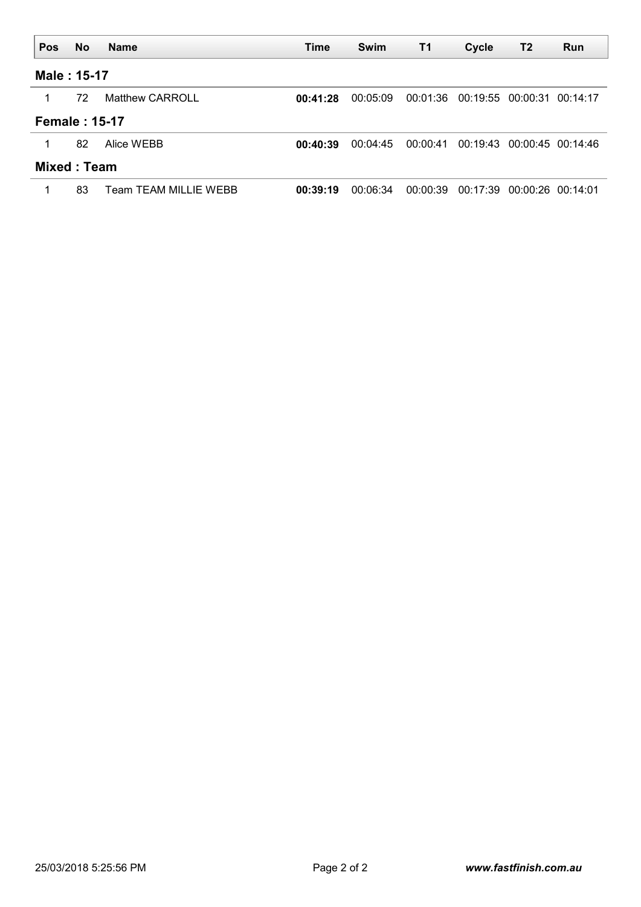| Pos | No | Name | Time | Swim | T1 | Cycle | T2 | Run |
|---|---|---|---|---|---|---|---|---|
| **Male : 15-17** | | | | | | | | |
| 1 | 72 | Matthew CARROLL | **00:41:28** | 00:05:09 | 00:01:36 | 00:19:55 | 00:00:31 | 00:14:17 |
| **Female : 15-17** | | | | | | | | |
| 1 | 82 | Alice WEBB | **00:40:39** | 00:04:45 | 00:00:41 | 00:19:43 | 00:00:45 | 00:14:46 |
| **Mixed : Team** | | | | | | | | |
| 1 | 83 | Team TEAM MILLIE WEBB | **00:39:19** | 00:06:34 | 00:00:39 | 00:17:39 | 00:00:26 | 00:14:01 |

25/03/2018 5:25:56 PM

***www.fastfinish.com.au***